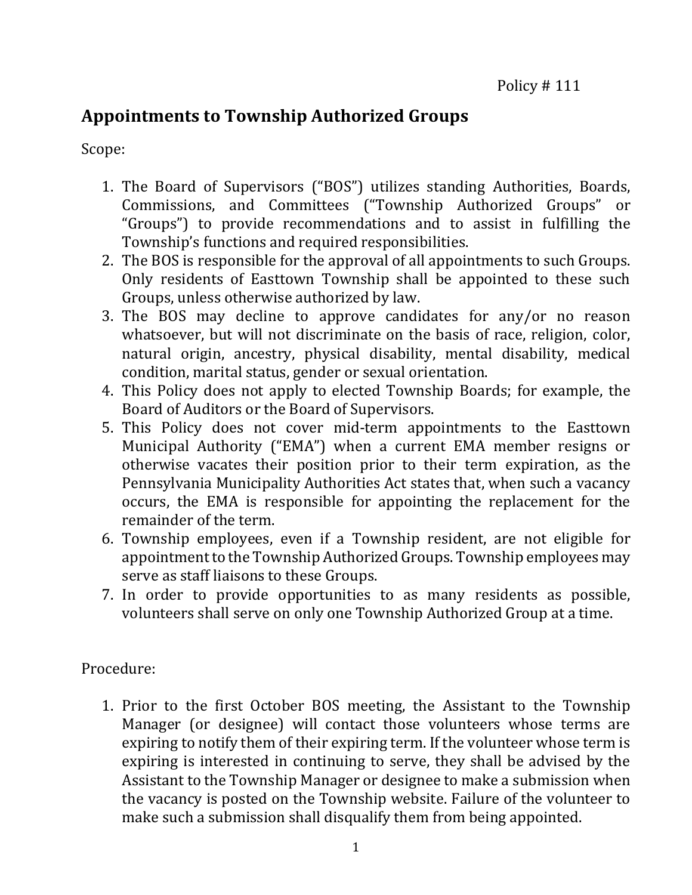Policy # 111

## Appointments to Township Authorized Groups

Scope:

1. The Board of Supervisors ("BOS") utilizes standing Authorities, Boards, Commissions, and Committees ("Township Authorized Groups" or "Groups") to provide recommendations and to assist in fulfilling the Township's functions and required responsibilities.
2. The BOS is responsible for the approval of all appointments to such Groups. Only residents of Easttown Township shall be appointed to these such Groups, unless otherwise authorized by law.
3. The BOS may decline to approve candidates for any/or no reason whatsoever, but will not discriminate on the basis of race, religion, color, natural origin, ancestry, physical disability, mental disability, medical condition, marital status, gender or sexual orientation.
4. This Policy does not apply to elected Township Boards; for example, the Board of Auditors or the Board of Supervisors.
5. This Policy does not cover mid-term appointments to the Easttown Municipal Authority ("EMA") when a current EMA member resigns or otherwise vacates their position prior to their term expiration, as the Pennsylvania Municipality Authorities Act states that, when such a vacancy occurs, the EMA is responsible for appointing the replacement for the remainder of the term.
6. Township employees, even if a Township resident, are not eligible for appointment to the Township Authorized Groups. Township employees may serve as staff liaisons to these Groups.
7. In order to provide opportunities to as many residents as possible, volunteers shall serve on only one Township Authorized Group at a time.

Procedure:

1. Prior to the first October BOS meeting, the Assistant to the Township Manager (or designee) will contact those volunteers whose terms are expiring to notify them of their expiring term. If the volunteer whose term is expiring is interested in continuing to serve, they shall be advised by the Assistant to the Township Manager or designee to make a submission when the vacancy is posted on the Township website. Failure of the volunteer to make such a submission shall disqualify them from being appointed.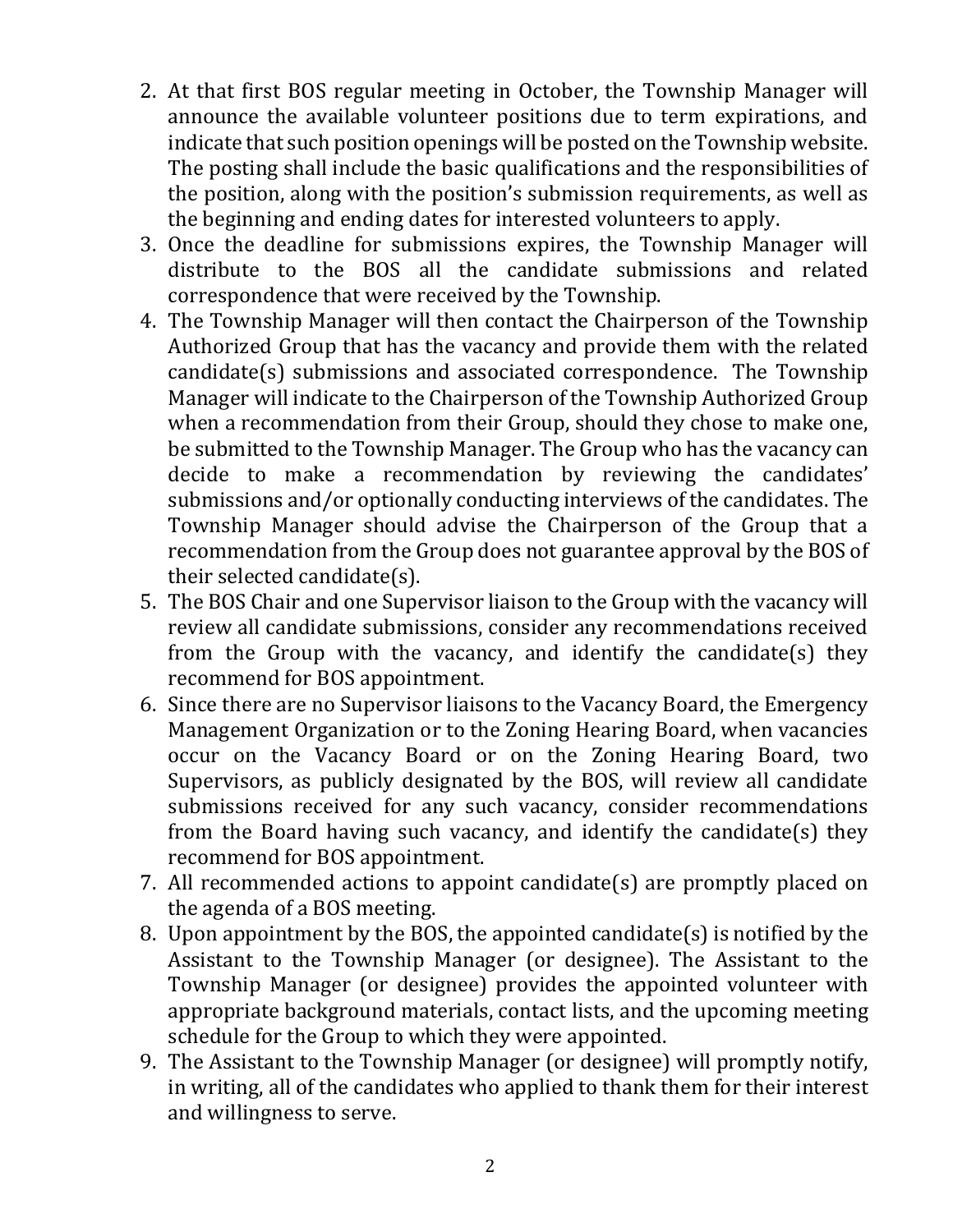2. At that first BOS regular meeting in October, the Township Manager will announce the available volunteer positions due to term expirations, and indicate that such position openings will be posted on the Township website. The posting shall include the basic qualifications and the responsibilities of the position, along with the position's submission requirements, as well as the beginning and ending dates for interested volunteers to apply.
3. Once the deadline for submissions expires, the Township Manager will distribute to the BOS all the candidate submissions and related correspondence that were received by the Township.
4. The Township Manager will then contact the Chairperson of the Township Authorized Group that has the vacancy and provide them with the related candidate(s) submissions and associated correspondence. The Township Manager will indicate to the Chairperson of the Township Authorized Group when a recommendation from their Group, should they chose to make one, be submitted to the Township Manager. The Group who has the vacancy can decide to make a recommendation by reviewing the candidates' submissions and/or optionally conducting interviews of the candidates. The Township Manager should advise the Chairperson of the Group that a recommendation from the Group does not guarantee approval by the BOS of their selected candidate(s).
5. The BOS Chair and one Supervisor liaison to the Group with the vacancy will review all candidate submissions, consider any recommendations received from the Group with the vacancy, and identify the candidate(s) they recommend for BOS appointment.
6. Since there are no Supervisor liaisons to the Vacancy Board, the Emergency Management Organization or to the Zoning Hearing Board, when vacancies occur on the Vacancy Board or on the Zoning Hearing Board, two Supervisors, as publicly designated by the BOS, will review all candidate submissions received for any such vacancy, consider recommendations from the Board having such vacancy, and identify the candidate(s) they recommend for BOS appointment.
7. All recommended actions to appoint candidate(s) are promptly placed on the agenda of a BOS meeting.
8. Upon appointment by the BOS, the appointed candidate(s) is notified by the Assistant to the Township Manager (or designee). The Assistant to the Township Manager (or designee) provides the appointed volunteer with appropriate background materials, contact lists, and the upcoming meeting schedule for the Group to which they were appointed.
9. The Assistant to the Township Manager (or designee) will promptly notify, in writing, all of the candidates who applied to thank them for their interest and willingness to serve.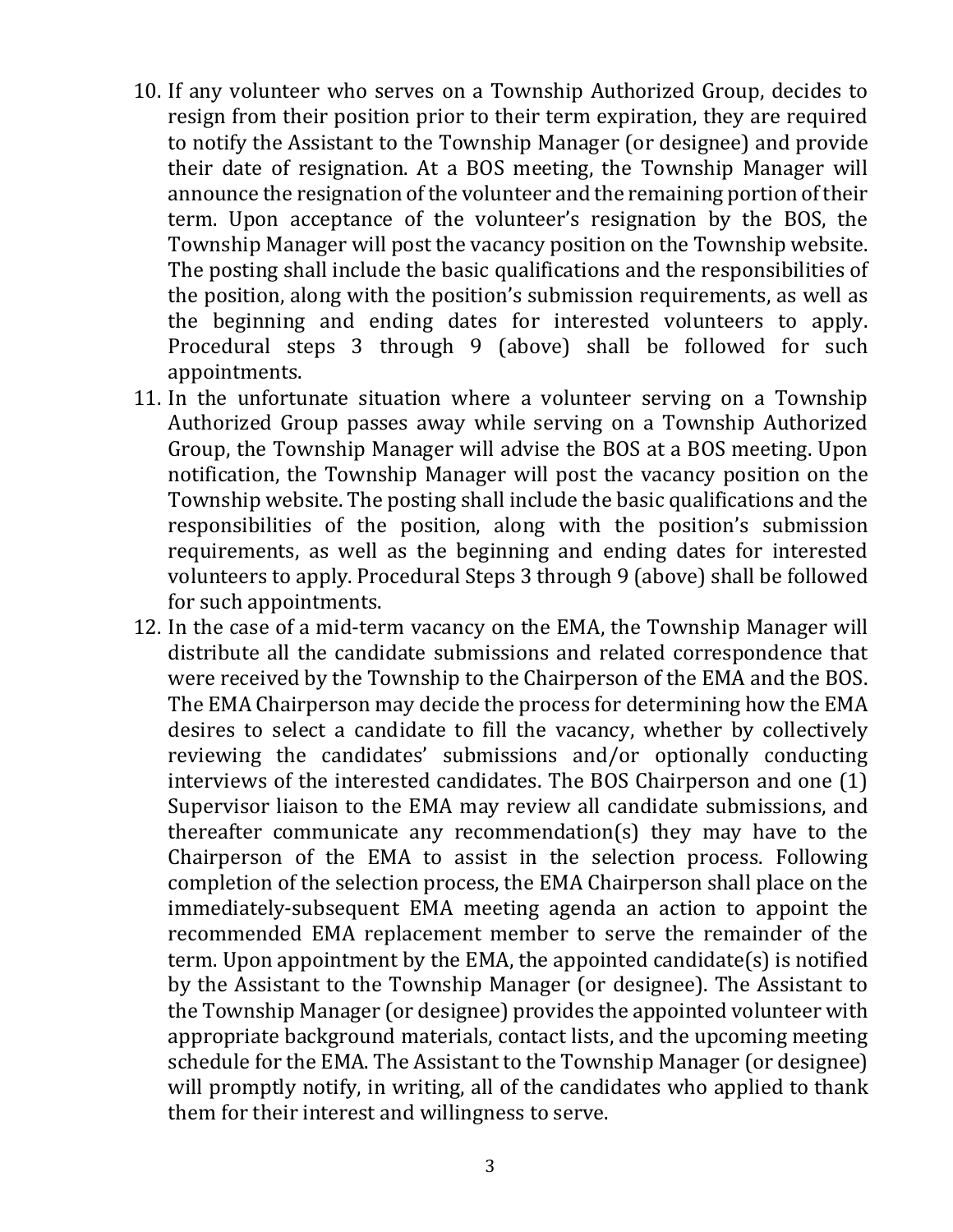10. If any volunteer who serves on a Township Authorized Group, decides to resign from their position prior to their term expiration, they are required to notify the Assistant to the Township Manager (or designee) and provide their date of resignation. At a BOS meeting, the Township Manager will announce the resignation of the volunteer and the remaining portion of their term. Upon acceptance of the volunteer's resignation by the BOS, the Township Manager will post the vacancy position on the Township website. The posting shall include the basic qualifications and the responsibilities of the position, along with the position's submission requirements, as well as the beginning and ending dates for interested volunteers to apply. Procedural steps 3 through 9 (above) shall be followed for such appointments.
11. In the unfortunate situation where a volunteer serving on a Township Authorized Group passes away while serving on a Township Authorized Group, the Township Manager will advise the BOS at a BOS meeting. Upon notification, the Township Manager will post the vacancy position on the Township website. The posting shall include the basic qualifications and the responsibilities of the position, along with the position's submission requirements, as well as the beginning and ending dates for interested volunteers to apply. Procedural Steps 3 through 9 (above) shall be followed for such appointments.
12. In the case of a mid-term vacancy on the EMA, the Township Manager will distribute all the candidate submissions and related correspondence that were received by the Township to the Chairperson of the EMA and the BOS. The EMA Chairperson may decide the process for determining how the EMA desires to select a candidate to fill the vacancy, whether by collectively reviewing the candidates' submissions and/or optionally conducting interviews of the interested candidates. The BOS Chairperson and one (1) Supervisor liaison to the EMA may review all candidate submissions, and thereafter communicate any recommendation(s) they may have to the Chairperson of the EMA to assist in the selection process. Following completion of the selection process, the EMA Chairperson shall place on the immediately-subsequent EMA meeting agenda an action to appoint the recommended EMA replacement member to serve the remainder of the term. Upon appointment by the EMA, the appointed candidate(s) is notified by the Assistant to the Township Manager (or designee). The Assistant to the Township Manager (or designee) provides the appointed volunteer with appropriate background materials, contact lists, and the upcoming meeting schedule for the EMA. The Assistant to the Township Manager (or designee) will promptly notify, in writing, all of the candidates who applied to thank them for their interest and willingness to serve.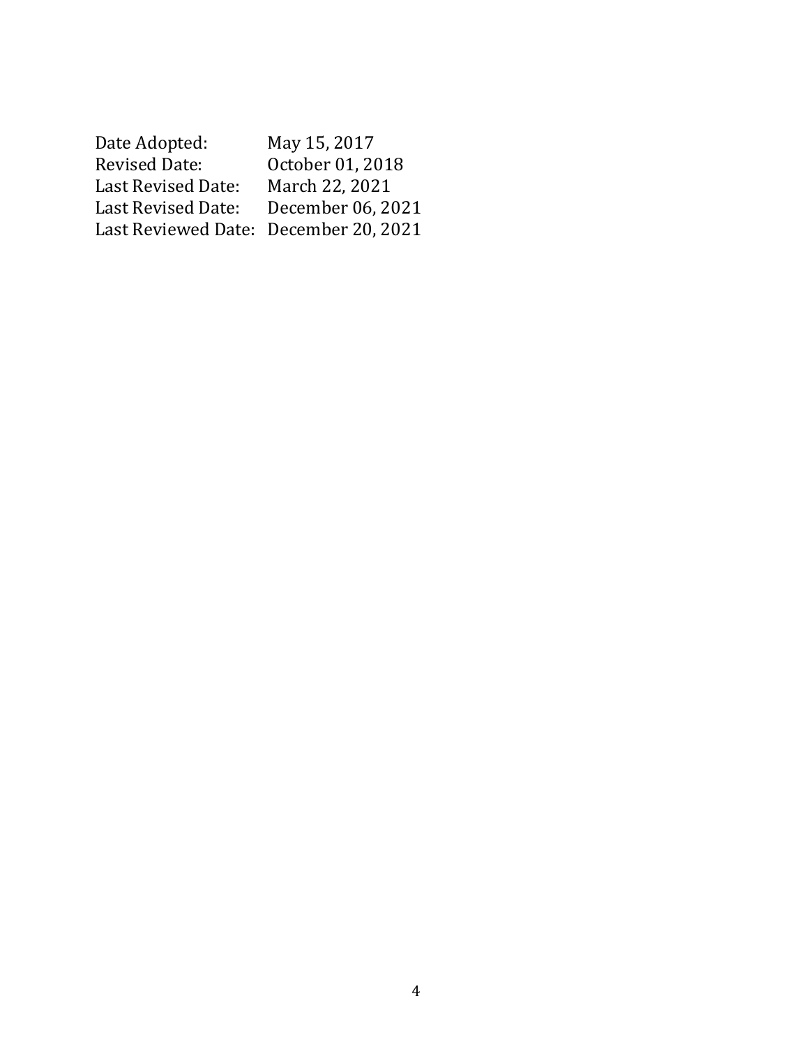| | |
|---|---|
| Date Adopted: | May 15, 2017 |
| Revised Date: | October 01, 2018 |
| Last Revised Date: | March 22, 2021 |
| Last Revised Date: | December 06, 2021 |
| Last Reviewed Date: | December 20, 2021 |